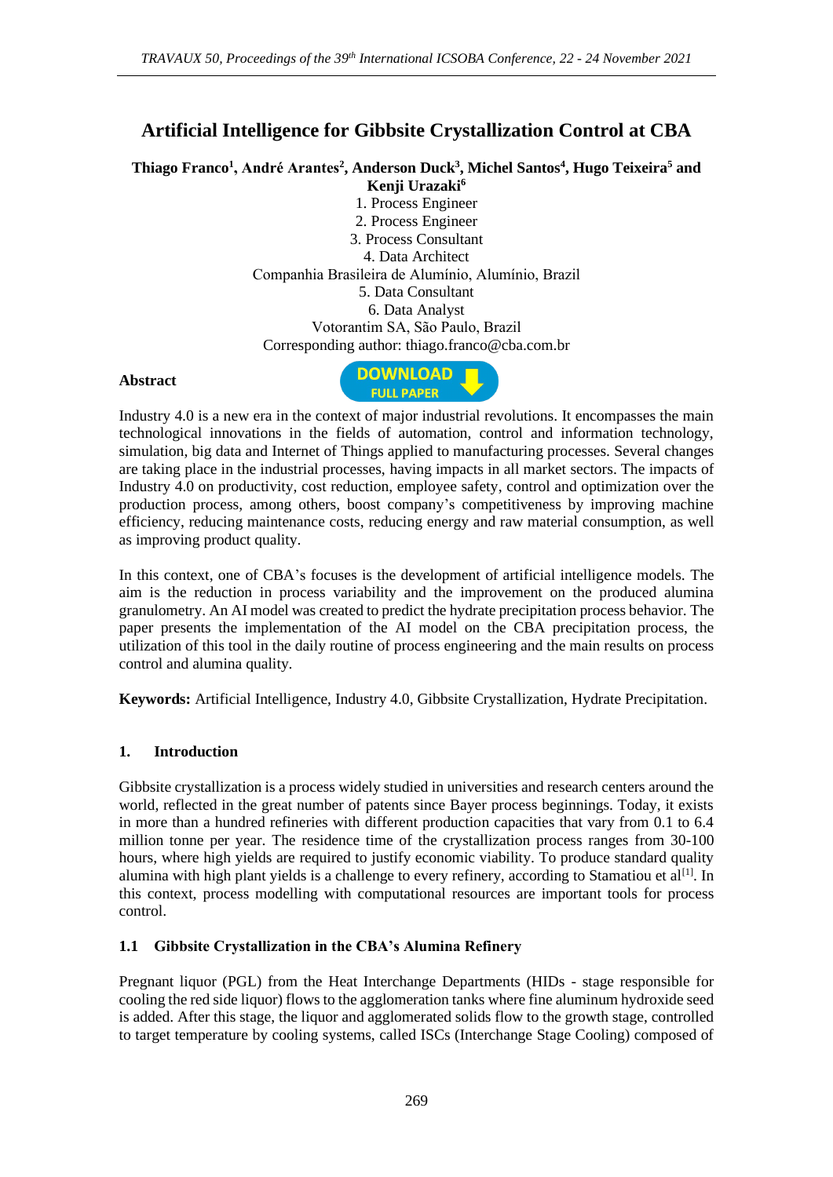# Artificial Intelligence for Gibbsite Crystallization Control at CBA

**Thiago Franco[1], André Arantes[2], Anderson Duck[3], Michel Santos[4], Hugo Teixeira[5] and Kenji Urazaki[6]**

1. Process Engineer
2. Process Engineer
3. Process Consultant
4. Data Architect

Companhia Brasileira de Alumínio, Alumínio, Brazil

5. Data Consultant
6. Data Analyst

Votorantim SA, São Paulo, Brazil

Corresponding author: thiago.franco@cba.com.br

**Abstract**

Industry 4.0 is a new era in the context of major industrial revolutions. It encompasses the main technological innovations in the fields of automation, control and information technology, simulation, big data and Internet of Things applied to manufacturing processes. Several changes are taking place in the industrial processes, having impacts in all market sectors. The impacts of Industry 4.0 on productivity, cost reduction, employee safety, control and optimization over the production process, among others, boost company's competitiveness by improving machine efficiency, reducing maintenance costs, reducing energy and raw material consumption, as well as improving product quality.

In this context, one of CBA's focuses is the development of artificial intelligence models. The aim is the reduction in process variability and the improvement on the produced alumina granulometry. An AI model was created to predict the hydrate precipitation process behavior. The paper presents the implementation of the AI model on the CBA precipitation process, the utilization of this tool in the daily routine of process engineering and the main results on process control and alumina quality.

**Keywords:** Artificial Intelligence, Industry 4.0, Gibbsite Crystallization, Hydrate Precipitation.

## 1. Introduction

Gibbsite crystallization is a process widely studied in universities and research centers around the world, reflected in the great number of patents since Bayer process beginnings. Today, it exists in more than a hundred refineries with different production capacities that vary from 0.1 to 6.4 million tonne per year. The residence time of the crystallization process ranges from 30-100 hours, where high yields are required to justify economic viability. To produce standard quality alumina with high plant yields is a challenge to every refinery, according to Stamatiou et al[1]. In this context, process modelling with computational resources are important tools for process control.

### 1.1 Gibbsite Crystallization in the CBA's Alumina Refinery

Pregnant liquor (PGL) from the Heat Interchange Departments (HIDs - stage responsible for cooling the red side liquor) flows to the agglomeration tanks where fine aluminum hydroxide seed is added. After this stage, the liquor and agglomerated solids flow to the growth stage, controlled to target temperature by cooling systems, called ISCs (Interchange Stage Cooling) composed of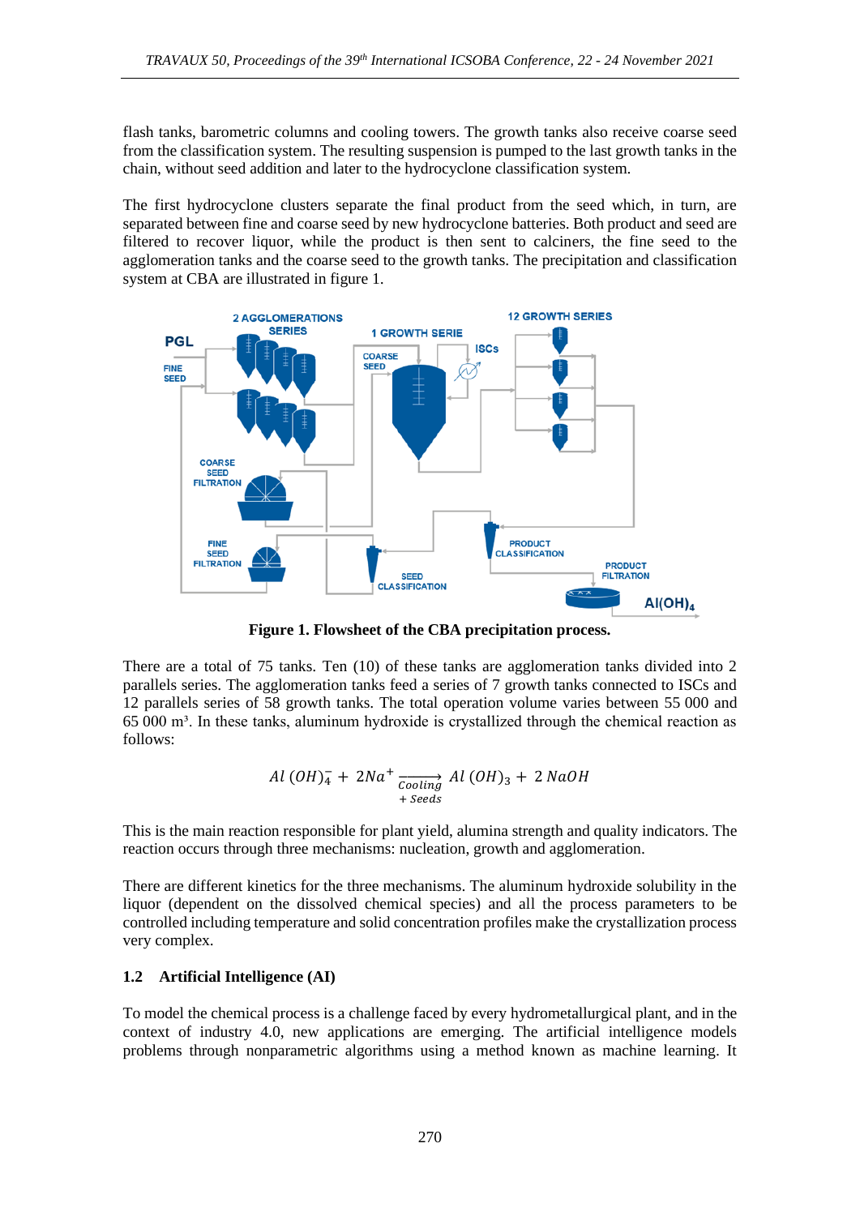flash tanks, barometric columns and cooling towers. The growth tanks also receive coarse seed from the classification system. The resulting suspension is pumped to the last growth tanks in the chain, without seed addition and later to the hydrocyclone classification system.

The first hydrocyclone clusters separate the final product from the seed which, in turn, are separated between fine and coarse seed by new hydrocyclone batteries. Both product and seed are filtered to recover liquor, while the product is then sent to calciners, the fine seed to the agglomeration tanks and the coarse seed to the growth tanks. The precipitation and classification system at CBA are illustrated in figure 1.

**Figure 1. Flowsheet of the CBA precipitation process.**

There are a total of 75 tanks. Ten (10) of these tanks are agglomeration tanks divided into 2 parallels series. The agglomeration tanks feed a series of 7 growth tanks connected to ISCs and 12 parallels series of 58 growth tanks. The total operation volume varies between 55 000 and 65 000 m³. In these tanks, aluminum hydroxide is crystallized through the chemical reaction as follows:

$$Al\,(OH)_4^- + 2Na^+ \xrightarrow[+\,Seeds]{Cooling} Al\,(OH)_3 + 2\,NaOH$$

This is the main reaction responsible for plant yield, alumina strength and quality indicators. The reaction occurs through three mechanisms: nucleation, growth and agglomeration.

There are different kinetics for the three mechanisms. The aluminum hydroxide solubility in the liquor (dependent on the dissolved chemical species) and all the process parameters to be controlled including temperature and solid concentration profiles make the crystallization process very complex.

### 1.2 Artificial Intelligence (AI)

To model the chemical process is a challenge faced by every hydrometallurgical plant, and in the context of industry 4.0, new applications are emerging. The artificial intelligence models problems through nonparametric algorithms using a method known as machine learning. It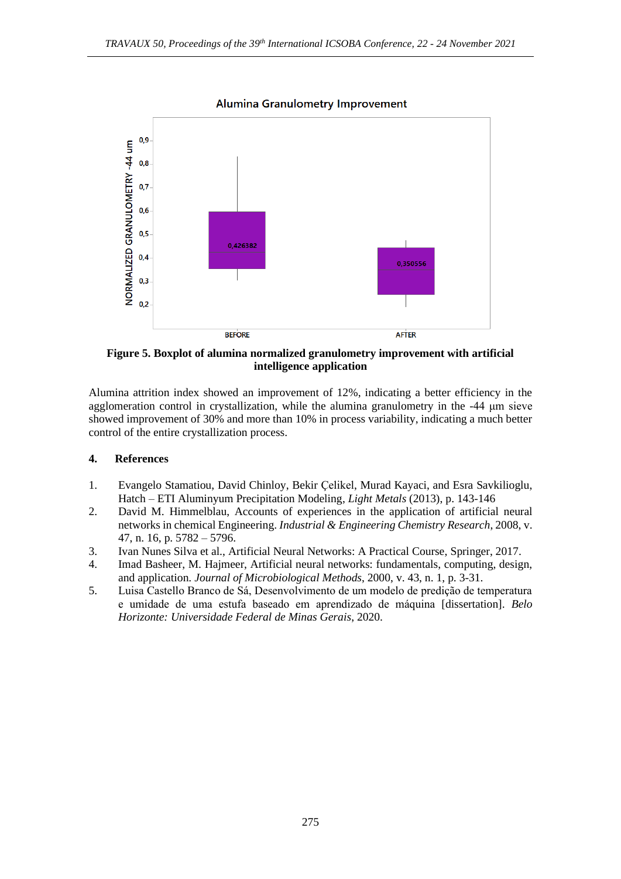Alumina Granulometry Improvement

NORMALIZED GRANULOMETRY -44 um

0,9
0,8
0,7
0,6
0,5
0,4
0,3
0,2

0,426382

0,350556

BEFORE

AFTER

**Figure 5. Boxplot of alumina normalized granulometry improvement with artificial intelligence application**

Alumina attrition index showed an improvement of 12%, indicating a better efficiency in the agglomeration control in crystallization, while the alumina granulometry in the -44 µm sieve showed improvement of 30% and more than 10% in process variability, indicating a much better control of the entire crystallization process.

## 4. References

1. Evangelo Stamatiou, David Chinloy, Bekir Çelikel, Murad Kayaci, and Esra Savkilioglu, Hatch – ETI Aluminyum Precipitation Modeling, *Light Metals* (2013), p. 143-146
2. David M. Himmelblau, Accounts of experiences in the application of artificial neural networks in chemical Engineering. *Industrial & Engineering Chemistry Research*, 2008, v. 47, n. 16, p. 5782 – 5796.
3. Ivan Nunes Silva et al., Artificial Neural Networks: A Practical Course, Springer, 2017.
4. Imad Basheer, M. Hajmeer, Artificial neural networks: fundamentals, computing, design, and application. *Journal of Microbiological Methods*, 2000, v. 43, n. 1, p. 3-31.
5. Luisa Castello Branco de Sá, Desenvolvimento de um modelo de predição de temperatura e umidade de uma estufa baseado em aprendizado de máquina [dissertation]. *Belo Horizonte: Universidade Federal de Minas Gerais*, 2020.